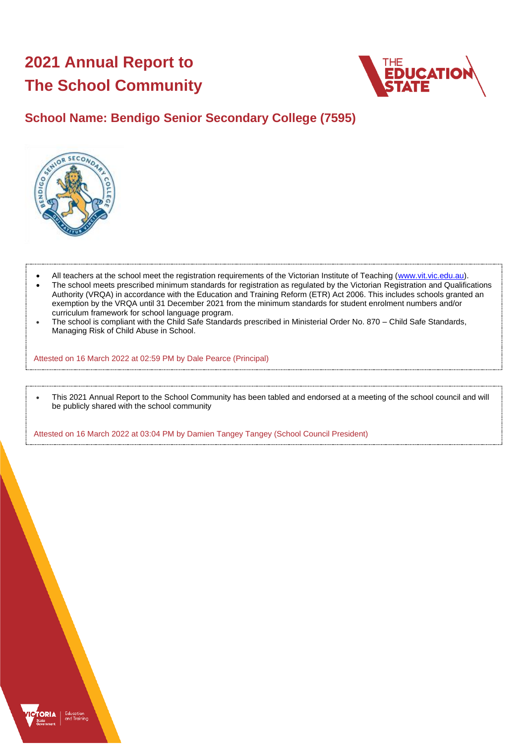# 2021 Annual Report to The School Community

## School Name: Bendigo Senior Secondary College (7595)

- All teachers at the school meet the registration requirements of the Victorian Institute of Teaching (www.vit.vic.edu.au).
- The school meets prescribed minimum standards for registration as regulated by the Victorian Registration and Qualifications Authority (VRQA) in accordance with the Education and Training Reform (ETR) Act 2006. This includes schools granted an exemption by the VRQA until 31 December 2021 from the minimum standards for student enrolment numbers and/or curriculum framework for school language program.
- The school is compliant with the Child Safe Standards prescribed in Ministerial Order No. 870 – Child Safe Standards, Managing Risk of Child Abuse in School.

Attested on 16 March 2022 at 02:59 PM by Dale Pearce (Principal)

- This 2021 Annual Report to the School Community has been tabled and endorsed at a meeting of the school council and will be publicly shared with the school community

Attested on 16 March 2022 at 03:04 PM by Damien Tangey Tangey (School Council President)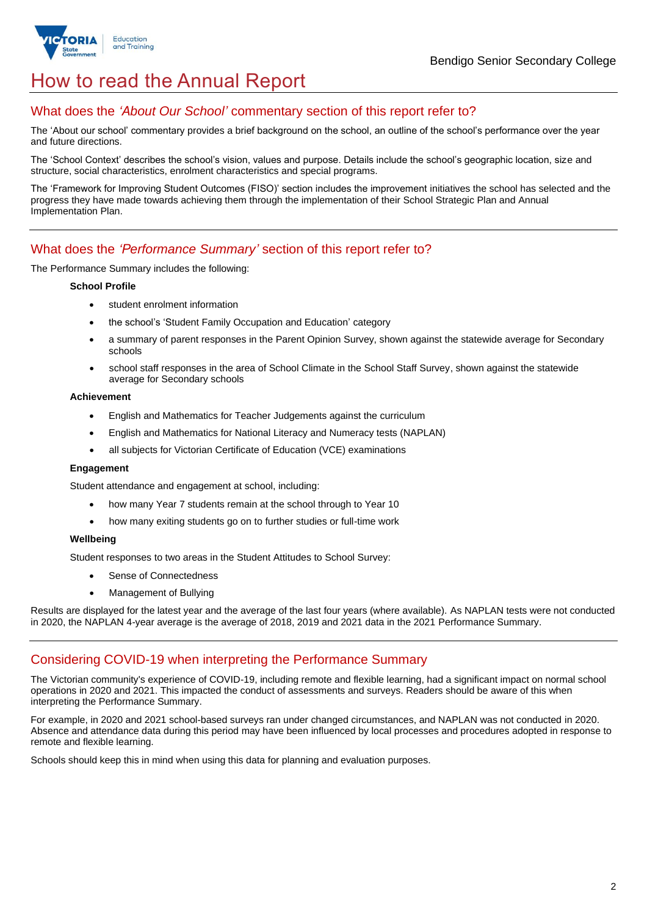# How to read the Annual Report

## What does the *'About Our School'* commentary section of this report refer to?

The 'About our school' commentary provides a brief background on the school, an outline of the school's performance over the year and future directions.

The 'School Context' describes the school's vision, values and purpose. Details include the school's geographic location, size and structure, social characteristics, enrolment characteristics and special programs.

The 'Framework for Improving Student Outcomes (FISO)' section includes the improvement initiatives the school has selected and the progress they have made towards achieving them through the implementation of their School Strategic Plan and Annual Implementation Plan.

## What does the *'Performance Summary'* section of this report refer to?

The Performance Summary includes the following:

**School Profile**

- student enrolment information
- the school's 'Student Family Occupation and Education' category
- a summary of parent responses in the Parent Opinion Survey, shown against the statewide average for Secondary schools
- school staff responses in the area of School Climate in the School Staff Survey, shown against the statewide average for Secondary schools

**Achievement**

- English and Mathematics for Teacher Judgements against the curriculum
- English and Mathematics for National Literacy and Numeracy tests (NAPLAN)
- all subjects for Victorian Certificate of Education (VCE) examinations

**Engagement**

Student attendance and engagement at school, including:

- how many Year 7 students remain at the school through to Year 10
- how many exiting students go on to further studies or full-time work

**Wellbeing**

Student responses to two areas in the Student Attitudes to School Survey:

- Sense of Connectedness
- Management of Bullying

Results are displayed for the latest year and the average of the last four years (where available). As NAPLAN tests were not conducted in 2020, the NAPLAN 4-year average is the average of 2018, 2019 and 2021 data in the 2021 Performance Summary.

## Considering COVID-19 when interpreting the Performance Summary

The Victorian community's experience of COVID-19, including remote and flexible learning, had a significant impact on normal school operations in 2020 and 2021. This impacted the conduct of assessments and surveys. Readers should be aware of this when interpreting the Performance Summary.

For example, in 2020 and 2021 school-based surveys ran under changed circumstances, and NAPLAN was not conducted in 2020. Absence and attendance data during this period may have been influenced by local processes and procedures adopted in response to remote and flexible learning.

Schools should keep this in mind when using this data for planning and evaluation purposes.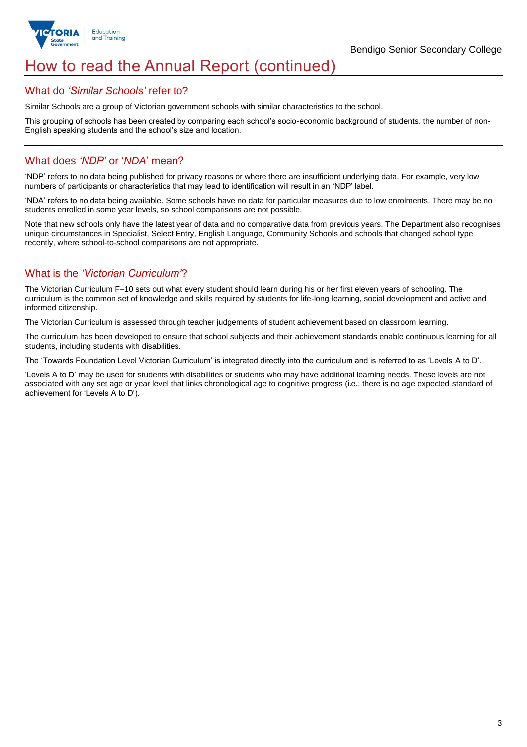# How to read the Annual Report (continued)

## What do *'Similar Schools'* refer to?

Similar Schools are a group of Victorian government schools with similar characteristics to the school.

This grouping of schools has been created by comparing each school's socio-economic background of students, the number of non-English speaking students and the school's size and location.

## What does *'NDP'* or '*NDA*' mean?

'NDP' refers to no data being published for privacy reasons or where there are insufficient underlying data. For example, very low numbers of participants or characteristics that may lead to identification will result in an 'NDP' label.

'NDA' refers to no data being available. Some schools have no data for particular measures due to low enrolments. There may be no students enrolled in some year levels, so school comparisons are not possible.

Note that new schools only have the latest year of data and no comparative data from previous years. The Department also recognises unique circumstances in Specialist, Select Entry, English Language, Community Schools and schools that changed school type recently, where school-to-school comparisons are not appropriate.

## What is the *'Victorian Curriculum'*?

The Victorian Curriculum F–10 sets out what every student should learn during his or her first eleven years of schooling. The curriculum is the common set of knowledge and skills required by students for life-long learning, social development and active and informed citizenship.

The Victorian Curriculum is assessed through teacher judgements of student achievement based on classroom learning.

The curriculum has been developed to ensure that school subjects and their achievement standards enable continuous learning for all students, including students with disabilities.

The 'Towards Foundation Level Victorian Curriculum' is integrated directly into the curriculum and is referred to as 'Levels A to D'.

'Levels A to D' may be used for students with disabilities or students who may have additional learning needs. These levels are not associated with any set age or year level that links chronological age to cognitive progress (i.e., there is no age expected standard of achievement for 'Levels A to D').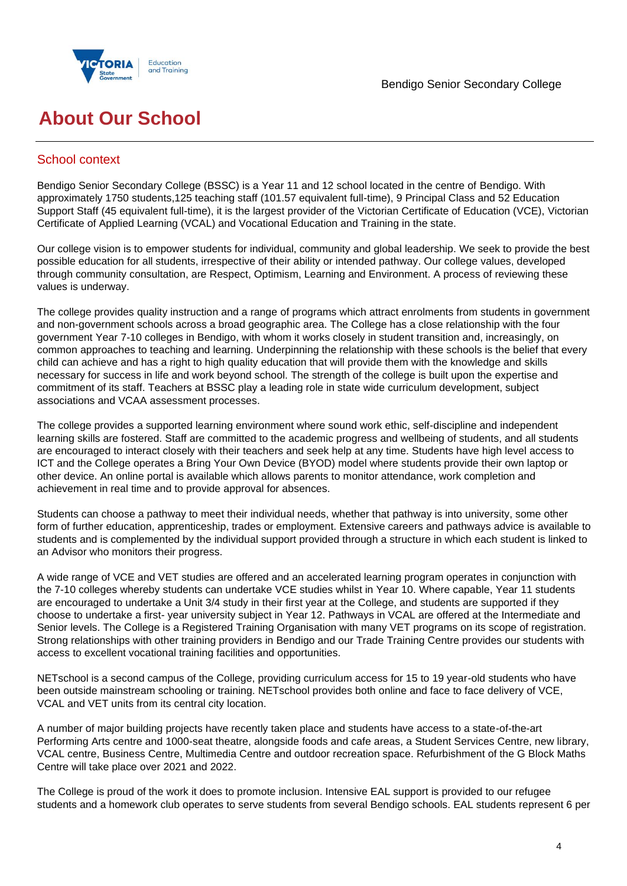# About Our School

## School context

Bendigo Senior Secondary College (BSSC) is a Year 11 and 12 school located in the centre of Bendigo. With approximately 1750 students,125 teaching staff (101.57 equivalent full-time), 9 Principal Class and 52 Education Support Staff (45 equivalent full-time), it is the largest provider of the Victorian Certificate of Education (VCE), Victorian Certificate of Applied Learning (VCAL) and Vocational Education and Training in the state.

Our college vision is to empower students for individual, community and global leadership. We seek to provide the best possible education for all students, irrespective of their ability or intended pathway. Our college values, developed through community consultation, are Respect, Optimism, Learning and Environment. A process of reviewing these values is underway.

The college provides quality instruction and a range of programs which attract enrolments from students in government and non-government schools across a broad geographic area. The College has a close relationship with the four government Year 7-10 colleges in Bendigo, with whom it works closely in student transition and, increasingly, on common approaches to teaching and learning. Underpinning the relationship with these schools is the belief that every child can achieve and has a right to high quality education that will provide them with the knowledge and skills necessary for success in life and work beyond school. The strength of the college is built upon the expertise and commitment of its staff. Teachers at BSSC play a leading role in state wide curriculum development, subject associations and VCAA assessment processes.

The college provides a supported learning environment where sound work ethic, self-discipline and independent learning skills are fostered. Staff are committed to the academic progress and wellbeing of students, and all students are encouraged to interact closely with their teachers and seek help at any time. Students have high level access to ICT and the College operates a Bring Your Own Device (BYOD) model where students provide their own laptop or other device. An online portal is available which allows parents to monitor attendance, work completion and achievement in real time and to provide approval for absences.

Students can choose a pathway to meet their individual needs, whether that pathway is into university, some other form of further education, apprenticeship, trades or employment. Extensive careers and pathways advice is available to students and is complemented by the individual support provided through a structure in which each student is linked to an Advisor who monitors their progress.

A wide range of VCE and VET studies are offered and an accelerated learning program operates in conjunction with the 7-10 colleges whereby students can undertake VCE studies whilst in Year 10. Where capable, Year 11 students are encouraged to undertake a Unit 3/4 study in their first year at the College, and students are supported if they choose to undertake a first- year university subject in Year 12. Pathways in VCAL are offered at the Intermediate and Senior levels. The College is a Registered Training Organisation with many VET programs on its scope of registration. Strong relationships with other training providers in Bendigo and our Trade Training Centre provides our students with access to excellent vocational training facilities and opportunities.

NETschool is a second campus of the College, providing curriculum access for 15 to 19 year-old students who have been outside mainstream schooling or training. NETschool provides both online and face to face delivery of VCE, VCAL and VET units from its central city location.

A number of major building projects have recently taken place and students have access to a state-of-the-art Performing Arts centre and 1000-seat theatre, alongside foods and cafe areas, a Student Services Centre, new library, VCAL centre, Business Centre, Multimedia Centre and outdoor recreation space. Refurbishment of the G Block Maths Centre will take place over 2021 and 2022.

The College is proud of the work it does to promote inclusion. Intensive EAL support is provided to our refugee students and a homework club operates to serve students from several Bendigo schools. EAL students represent 6 per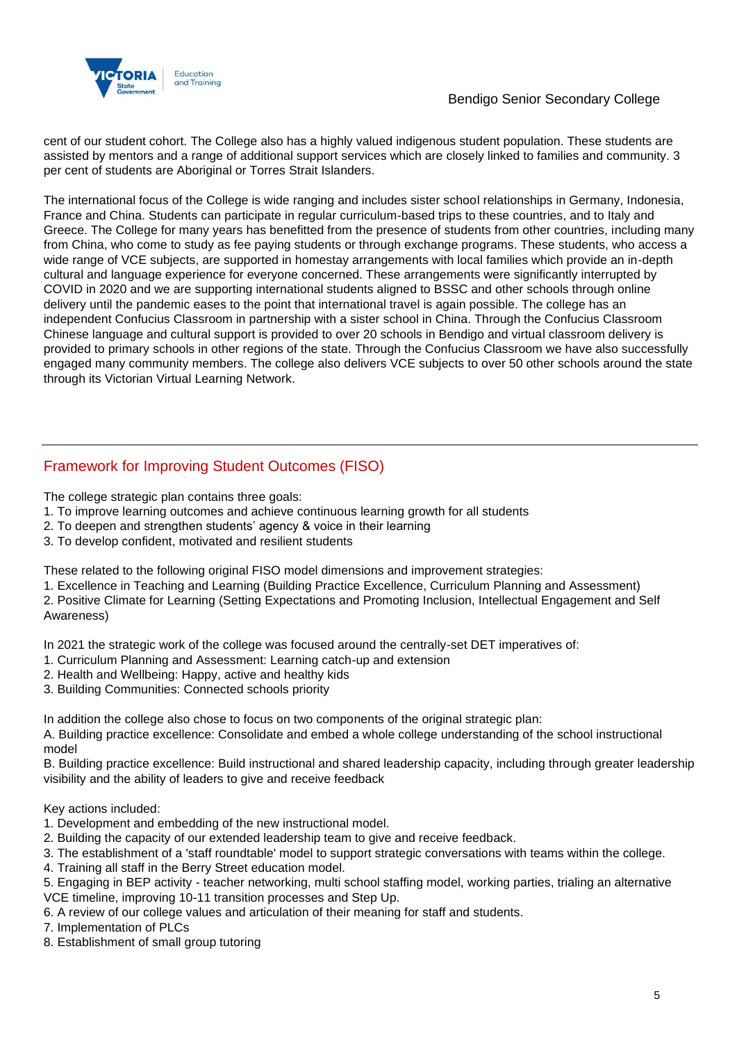cent of our student cohort. The College also has a highly valued indigenous student population. These students are assisted by mentors and a range of additional support services which are closely linked to families and community. 3 per cent of students are Aboriginal or Torres Strait Islanders.

The international focus of the College is wide ranging and includes sister school relationships in Germany, Indonesia, France and China. Students can participate in regular curriculum-based trips to these countries, and to Italy and Greece. The College for many years has benefitted from the presence of students from other countries, including many from China, who come to study as fee paying students or through exchange programs. These students, who access a wide range of VCE subjects, are supported in homestay arrangements with local families which provide an in-depth cultural and language experience for everyone concerned. These arrangements were significantly interrupted by COVID in 2020 and we are supporting international students aligned to BSSC and other schools through online delivery until the pandemic eases to the point that international travel is again possible. The college has an independent Confucius Classroom in partnership with a sister school in China. Through the Confucius Classroom Chinese language and cultural support is provided to over 20 schools in Bendigo and virtual classroom delivery is provided to primary schools in other regions of the state. Through the Confucius Classroom we have also successfully engaged many community members. The college also delivers VCE subjects to over 50 other schools around the state through its Victorian Virtual Learning Network.

## Framework for Improving Student Outcomes (FISO)

The college strategic plan contains three goals:
1. To improve learning outcomes and achieve continuous learning growth for all students
2. To deepen and strengthen students' agency & voice in their learning
3. To develop confident, motivated and resilient students

These related to the following original FISO model dimensions and improvement strategies:
1. Excellence in Teaching and Learning (Building Practice Excellence, Curriculum Planning and Assessment)
2. Positive Climate for Learning (Setting Expectations and Promoting Inclusion, Intellectual Engagement and Self Awareness)

In 2021 the strategic work of the college was focused around the centrally-set DET imperatives of:
1. Curriculum Planning and Assessment: Learning catch-up and extension
2. Health and Wellbeing: Happy, active and healthy kids
3. Building Communities: Connected schools priority

In addition the college also chose to focus on two components of the original strategic plan:
A. Building practice excellence: Consolidate and embed a whole college understanding of the school instructional model
B. Building practice excellence: Build instructional and shared leadership capacity, including through greater leadership visibility and the ability of leaders to give and receive feedback

Key actions included:
1. Development and embedding of the new instructional model.
2. Building the capacity of our extended leadership team to give and receive feedback.
3. The establishment of a 'staff roundtable' model to support strategic conversations with teams within the college.
4. Training all staff in the Berry Street education model.
5. Engaging in BEP activity - teacher networking, multi school staffing model, working parties, trialing an alternative VCE timeline, improving 10-11 transition processes and Step Up.
6. A review of our college values and articulation of their meaning for staff and students.
7. Implementation of PLCs
8. Establishment of small group tutoring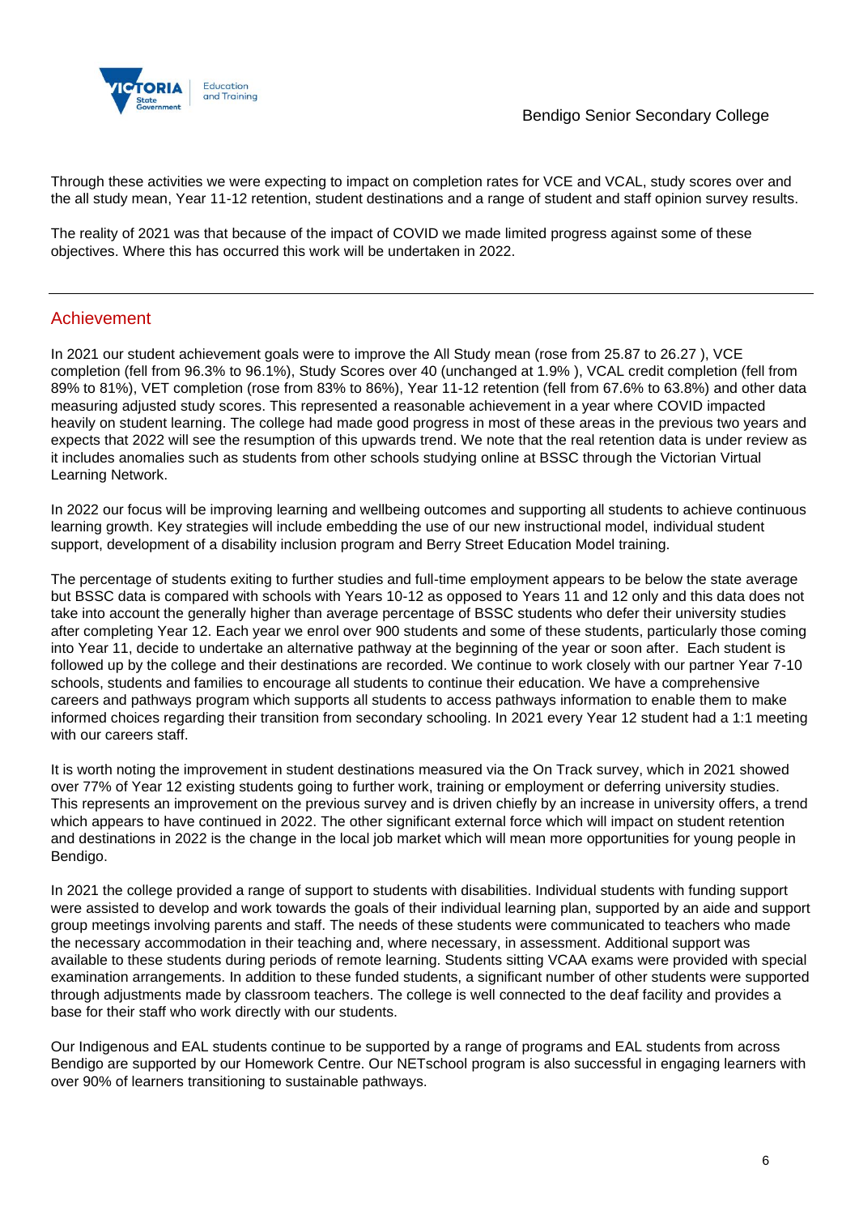Through these activities we were expecting to impact on completion rates for VCE and VCAL, study scores over and the all study mean, Year 11-12 retention, student destinations and a range of student and staff opinion survey results.

The reality of 2021 was that because of the impact of COVID we made limited progress against some of these objectives. Where this has occurred this work will be undertaken in 2022.

## Achievement

In 2021 our student achievement goals were to improve the All Study mean (rose from 25.87 to 26.27 ), VCE completion (fell from 96.3% to 96.1%), Study Scores over 40 (unchanged at 1.9% ), VCAL credit completion (fell from 89% to 81%), VET completion (rose from 83% to 86%), Year 11-12 retention (fell from 67.6% to 63.8%) and other data measuring adjusted study scores. This represented a reasonable achievement in a year where COVID impacted heavily on student learning. The college had made good progress in most of these areas in the previous two years and expects that 2022 will see the resumption of this upwards trend. We note that the real retention data is under review as it includes anomalies such as students from other schools studying online at BSSC through the Victorian Virtual Learning Network.

In 2022 our focus will be improving learning and wellbeing outcomes and supporting all students to achieve continuous learning growth. Key strategies will include embedding the use of our new instructional model, individual student support, development of a disability inclusion program and Berry Street Education Model training.

The percentage of students exiting to further studies and full-time employment appears to be below the state average but BSSC data is compared with schools with Years 10-12 as opposed to Years 11 and 12 only and this data does not take into account the generally higher than average percentage of BSSC students who defer their university studies after completing Year 12. Each year we enrol over 900 students and some of these students, particularly those coming into Year 11, decide to undertake an alternative pathway at the beginning of the year or soon after. Each student is followed up by the college and their destinations are recorded. We continue to work closely with our partner Year 7-10 schools, students and families to encourage all students to continue their education. We have a comprehensive careers and pathways program which supports all students to access pathways information to enable them to make informed choices regarding their transition from secondary schooling. In 2021 every Year 12 student had a 1:1 meeting with our careers staff.

It is worth noting the improvement in student destinations measured via the On Track survey, which in 2021 showed over 77% of Year 12 existing students going to further work, training or employment or deferring university studies. This represents an improvement on the previous survey and is driven chiefly by an increase in university offers, a trend which appears to have continued in 2022. The other significant external force which will impact on student retention and destinations in 2022 is the change in the local job market which will mean more opportunities for young people in Bendigo.

In 2021 the college provided a range of support to students with disabilities. Individual students with funding support were assisted to develop and work towards the goals of their individual learning plan, supported by an aide and support group meetings involving parents and staff. The needs of these students were communicated to teachers who made the necessary accommodation in their teaching and, where necessary, in assessment. Additional support was available to these students during periods of remote learning. Students sitting VCAA exams were provided with special examination arrangements. In addition to these funded students, a significant number of other students were supported through adjustments made by classroom teachers. The college is well connected to the deaf facility and provides a base for their staff who work directly with our students.

Our Indigenous and EAL students continue to be supported by a range of programs and EAL students from across Bendigo are supported by our Homework Centre. Our NETschool program is also successful in engaging learners with over 90% of learners transitioning to sustainable pathways.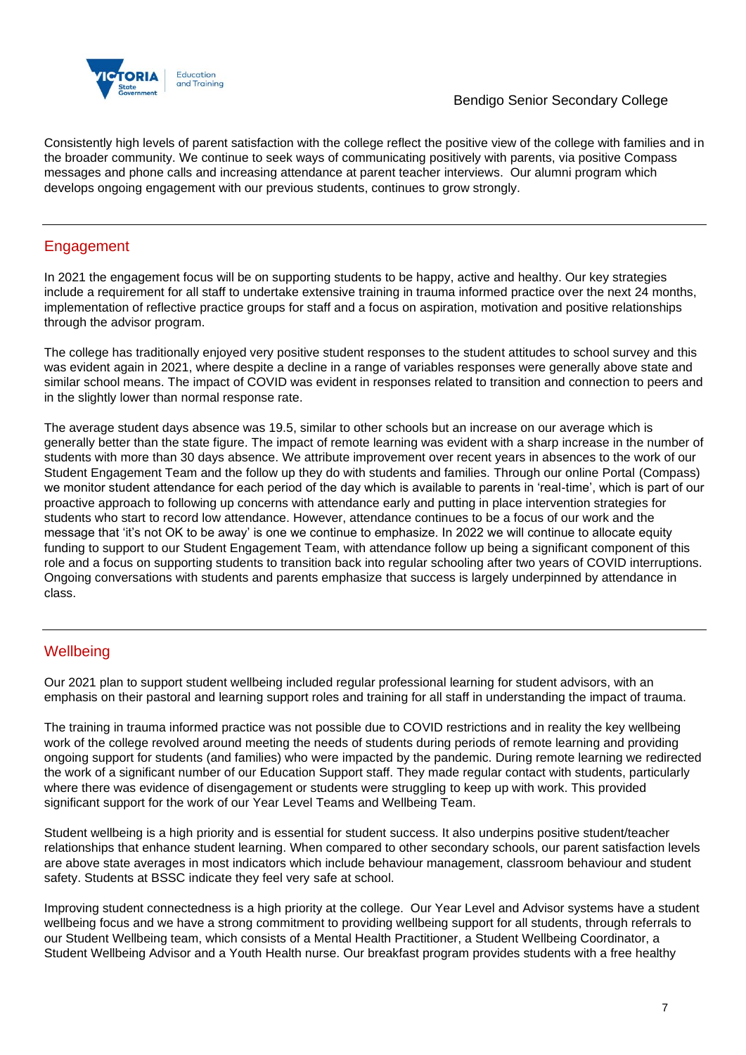Consistently high levels of parent satisfaction with the college reflect the positive view of the college with families and in the broader community. We continue to seek ways of communicating positively with parents, via positive Compass messages and phone calls and increasing attendance at parent teacher interviews. Our alumni program which develops ongoing engagement with our previous students, continues to grow strongly.

## Engagement

In 2021 the engagement focus will be on supporting students to be happy, active and healthy. Our key strategies include a requirement for all staff to undertake extensive training in trauma informed practice over the next 24 months, implementation of reflective practice groups for staff and a focus on aspiration, motivation and positive relationships through the advisor program.

The college has traditionally enjoyed very positive student responses to the student attitudes to school survey and this was evident again in 2021, where despite a decline in a range of variables responses were generally above state and similar school means. The impact of COVID was evident in responses related to transition and connection to peers and in the slightly lower than normal response rate.

The average student days absence was 19.5, similar to other schools but an increase on our average which is generally better than the state figure. The impact of remote learning was evident with a sharp increase in the number of students with more than 30 days absence. We attribute improvement over recent years in absences to the work of our Student Engagement Team and the follow up they do with students and families. Through our online Portal (Compass) we monitor student attendance for each period of the day which is available to parents in 'real-time', which is part of our proactive approach to following up concerns with attendance early and putting in place intervention strategies for students who start to record low attendance. However, attendance continues to be a focus of our work and the message that 'it's not OK to be away' is one we continue to emphasize. In 2022 we will continue to allocate equity funding to support to our Student Engagement Team, with attendance follow up being a significant component of this role and a focus on supporting students to transition back into regular schooling after two years of COVID interruptions. Ongoing conversations with students and parents emphasize that success is largely underpinned by attendance in class.

## Wellbeing

Our 2021 plan to support student wellbeing included regular professional learning for student advisors, with an emphasis on their pastoral and learning support roles and training for all staff in understanding the impact of trauma.

The training in trauma informed practice was not possible due to COVID restrictions and in reality the key wellbeing work of the college revolved around meeting the needs of students during periods of remote learning and providing ongoing support for students (and families) who were impacted by the pandemic. During remote learning we redirected the work of a significant number of our Education Support staff. They made regular contact with students, particularly where there was evidence of disengagement or students were struggling to keep up with work. This provided significant support for the work of our Year Level Teams and Wellbeing Team.

Student wellbeing is a high priority and is essential for student success. It also underpins positive student/teacher relationships that enhance student learning. When compared to other secondary schools, our parent satisfaction levels are above state averages in most indicators which include behaviour management, classroom behaviour and student safety. Students at BSSC indicate they feel very safe at school.

Improving student connectedness is a high priority at the college. Our Year Level and Advisor systems have a student wellbeing focus and we have a strong commitment to providing wellbeing support for all students, through referrals to our Student Wellbeing team, which consists of a Mental Health Practitioner, a Student Wellbeing Coordinator, a Student Wellbeing Advisor and a Youth Health nurse. Our breakfast program provides students with a free healthy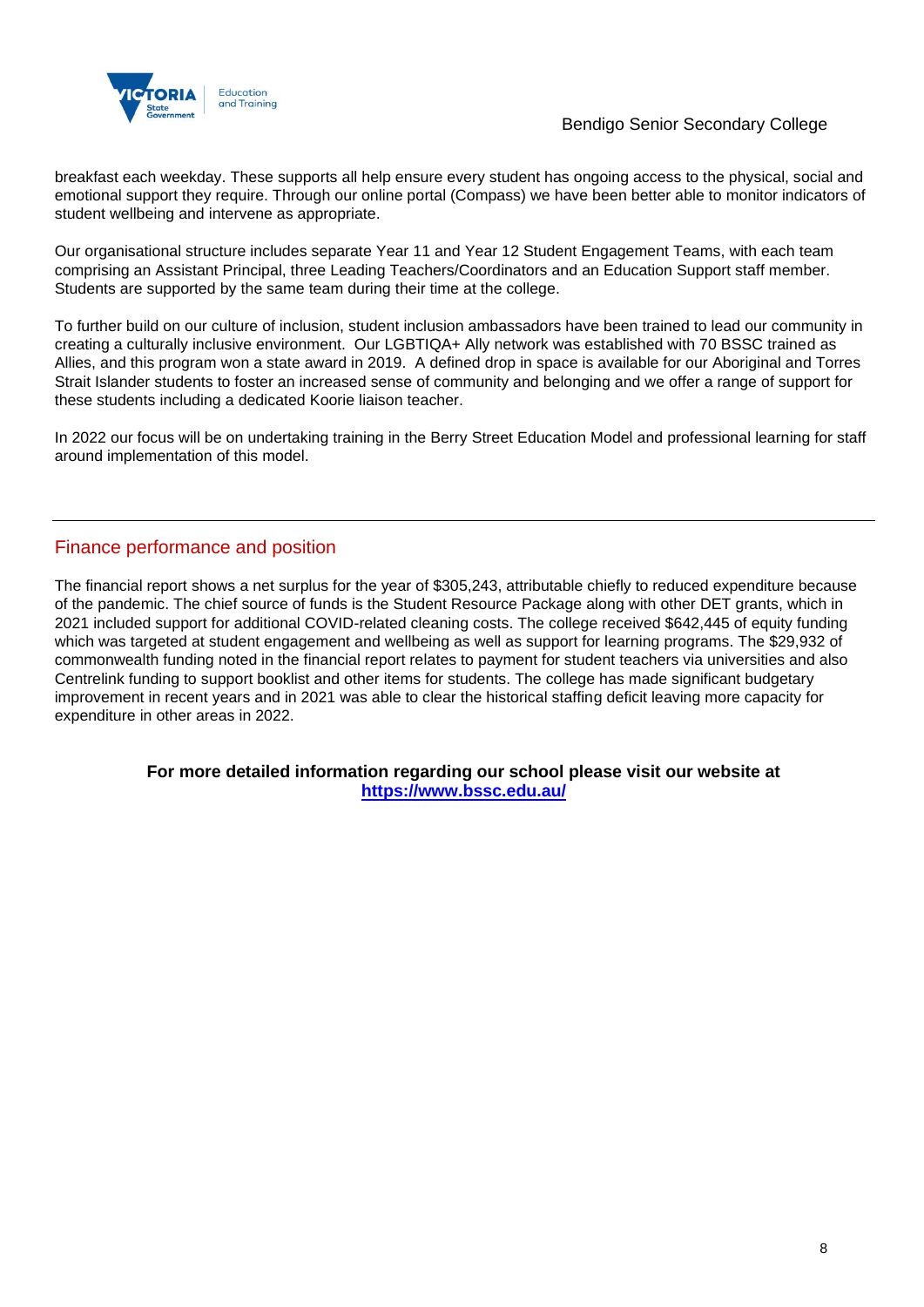breakfast each weekday. These supports all help ensure every student has ongoing access to the physical, social and emotional support they require. Through our online portal (Compass) we have been better able to monitor indicators of student wellbeing and intervene as appropriate.

Our organisational structure includes separate Year 11 and Year 12 Student Engagement Teams, with each team comprising an Assistant Principal, three Leading Teachers/Coordinators and an Education Support staff member. Students are supported by the same team during their time at the college.

To further build on our culture of inclusion, student inclusion ambassadors have been trained to lead our community in creating a culturally inclusive environment. Our LGBTIQA+ Ally network was established with 70 BSSC trained as Allies, and this program won a state award in 2019. A defined drop in space is available for our Aboriginal and Torres Strait Islander students to foster an increased sense of community and belonging and we offer a range of support for these students including a dedicated Koorie liaison teacher.

In 2022 our focus will be on undertaking training in the Berry Street Education Model and professional learning for staff around implementation of this model.

## Finance performance and position

The financial report shows a net surplus for the year of $305,243, attributable chiefly to reduced expenditure because of the pandemic. The chief source of funds is the Student Resource Package along with other DET grants, which in 2021 included support for additional COVID-related cleaning costs. The college received $642,445 of equity funding which was targeted at student engagement and wellbeing as well as support for learning programs. The $29,932 of commonwealth funding noted in the financial report relates to payment for student teachers via universities and also Centrelink funding to support booklist and other items for students. The college has made significant budgetary improvement in recent years and in 2021 was able to clear the historical staffing deficit leaving more capacity for expenditure in other areas in 2022.

**For more detailed information regarding our school please visit our website at [https://www.bssc.edu.au/](https://www.bssc.edu.au/)**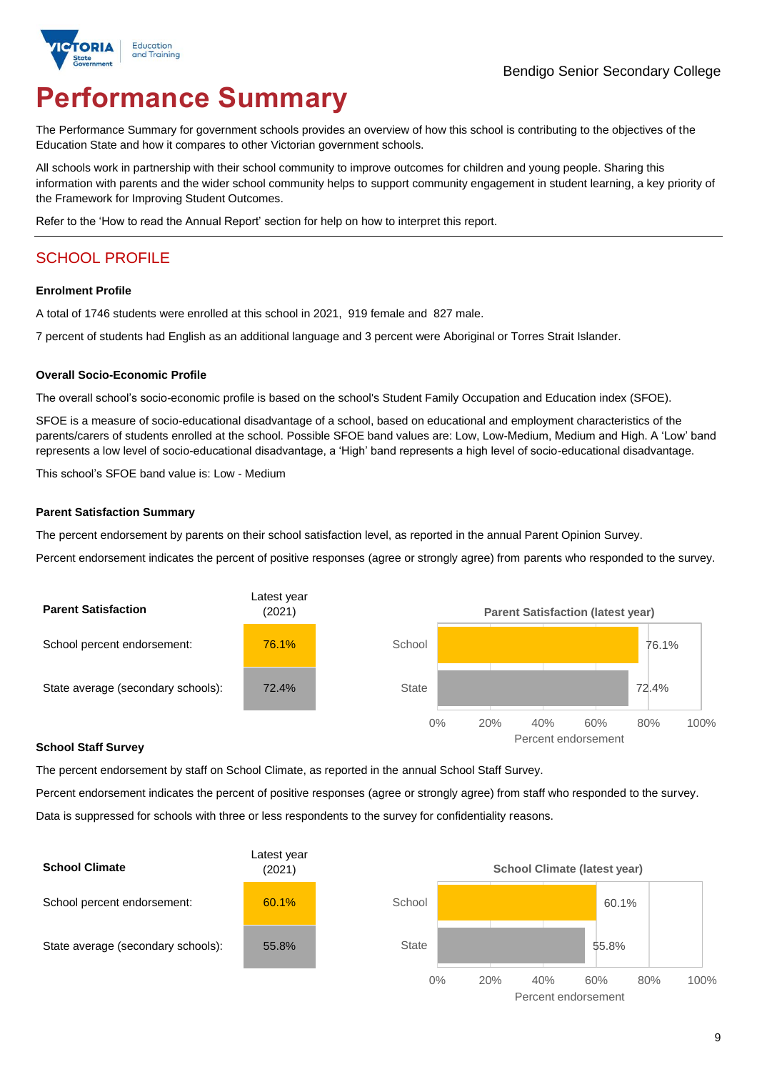Bendigo Senior Secondary College

# Performance Summary

The Performance Summary for government schools provides an overview of how this school is contributing to the objectives of the Education State and how it compares to other Victorian government schools.

All schools work in partnership with their school community to improve outcomes for children and young people. Sharing this information with parents and the wider school community helps to support community engagement in student learning, a key priority of the Framework for Improving Student Outcomes.

Refer to the 'How to read the Annual Report' section for help on how to interpret this report.

## SCHOOL PROFILE

### Enrolment Profile

A total of 1746 students were enrolled at this school in 2021, 919 female and 827 male.

7 percent of students had English as an additional language and 3 percent were Aboriginal or Torres Strait Islander.

### Overall Socio-Economic Profile

The overall school's socio-economic profile is based on the school's Student Family Occupation and Education index (SFOE).

SFOE is a measure of socio-educational disadvantage of a school, based on educational and employment characteristics of the parents/carers of students enrolled at the school. Possible SFOE band values are: Low, Low-Medium, Medium and High. A 'Low' band represents a low level of socio-educational disadvantage, a 'High' band represents a high level of socio-educational disadvantage.

This school's SFOE band value is: Low - Medium

### Parent Satisfaction Summary

The percent endorsement by parents on their school satisfaction level, as reported in the annual Parent Opinion Survey.

Percent endorsement indicates the percent of positive responses (agree or strongly agree) from parents who responded to the survey.

| Parent Satisfaction | Latest year (2021) |
|---|---|
| School percent endorsement: | 76.1% |
| State average (secondary schools): | 72.4% |

Parent Satisfaction (latest year)

| | Percent endorsement |
|---|---|
| School | 76.1% |
| State | 72.4% |

### School Staff Survey

The percent endorsement by staff on School Climate, as reported in the annual School Staff Survey.

Percent endorsement indicates the percent of positive responses (agree or strongly agree) from staff who responded to the survey.

Data is suppressed for schools with three or less respondents to the survey for confidentiality reasons.

| School Climate | Latest year (2021) |
|---|---|
| School percent endorsement: | 60.1% |
| State average (secondary schools): | 55.8% |

School Climate (latest year)

| | Percent endorsement |
|---|---|
| School | 60.1% |
| State | 55.8% |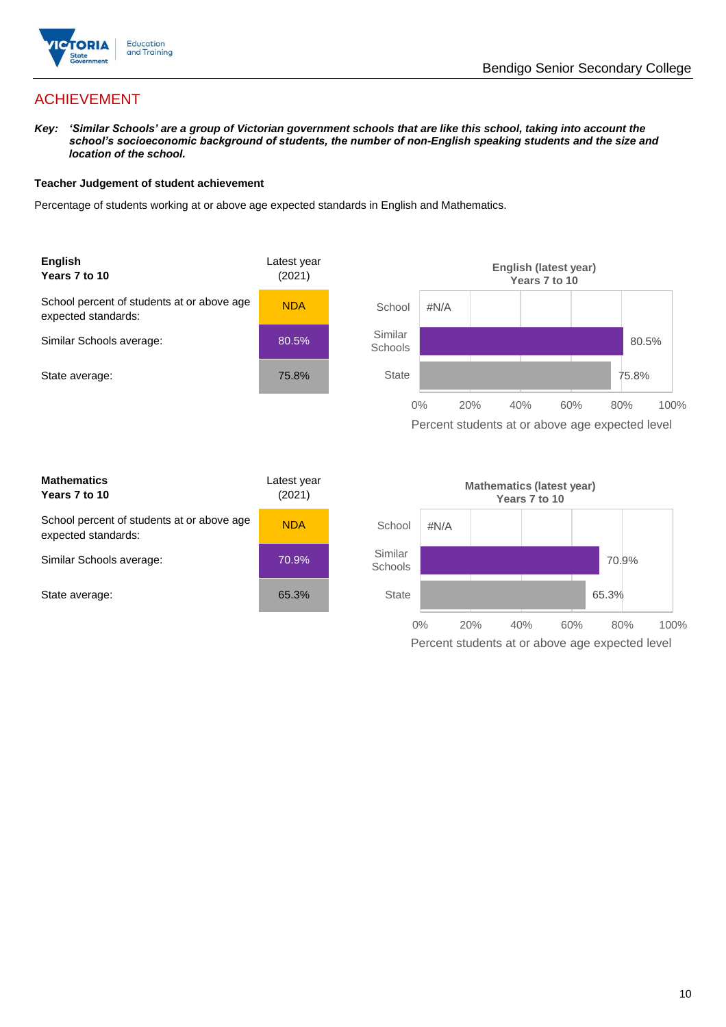## ACHIEVEMENT

***Key:*** ***'Similar Schools' are a group of Victorian government schools that are like this school, taking into account the school's socioeconomic background of students, the number of non-English speaking students and the size and location of the school.***

**Teacher Judgement of student achievement**

Percentage of students working at or above age expected standards in English and Mathematics.

| **English** **Years 7 to 10** | Latest year (2021) |
|---|---|
| School percent of students at or above age expected standards: | NDA |
| Similar Schools average: | 80.5% |
| State average: | 75.8% |

**English (latest year) Years 7 to 10**

| | Percent students at or above age expected level |
|---|---|
| School | #N/A |
| Similar Schools | 80.5% |
| State | 75.8% |

| **Mathematics** **Years 7 to 10** | Latest year (2021) |
|---|---|
| School percent of students at or above age expected standards: | NDA |
| Similar Schools average: | 70.9% |
| State average: | 65.3% |

**Mathematics (latest year) Years 7 to 10**

| | Percent students at or above age expected level |
|---|---|
| School | #N/A |
| Similar Schools | 70.9% |
| State | 65.3% |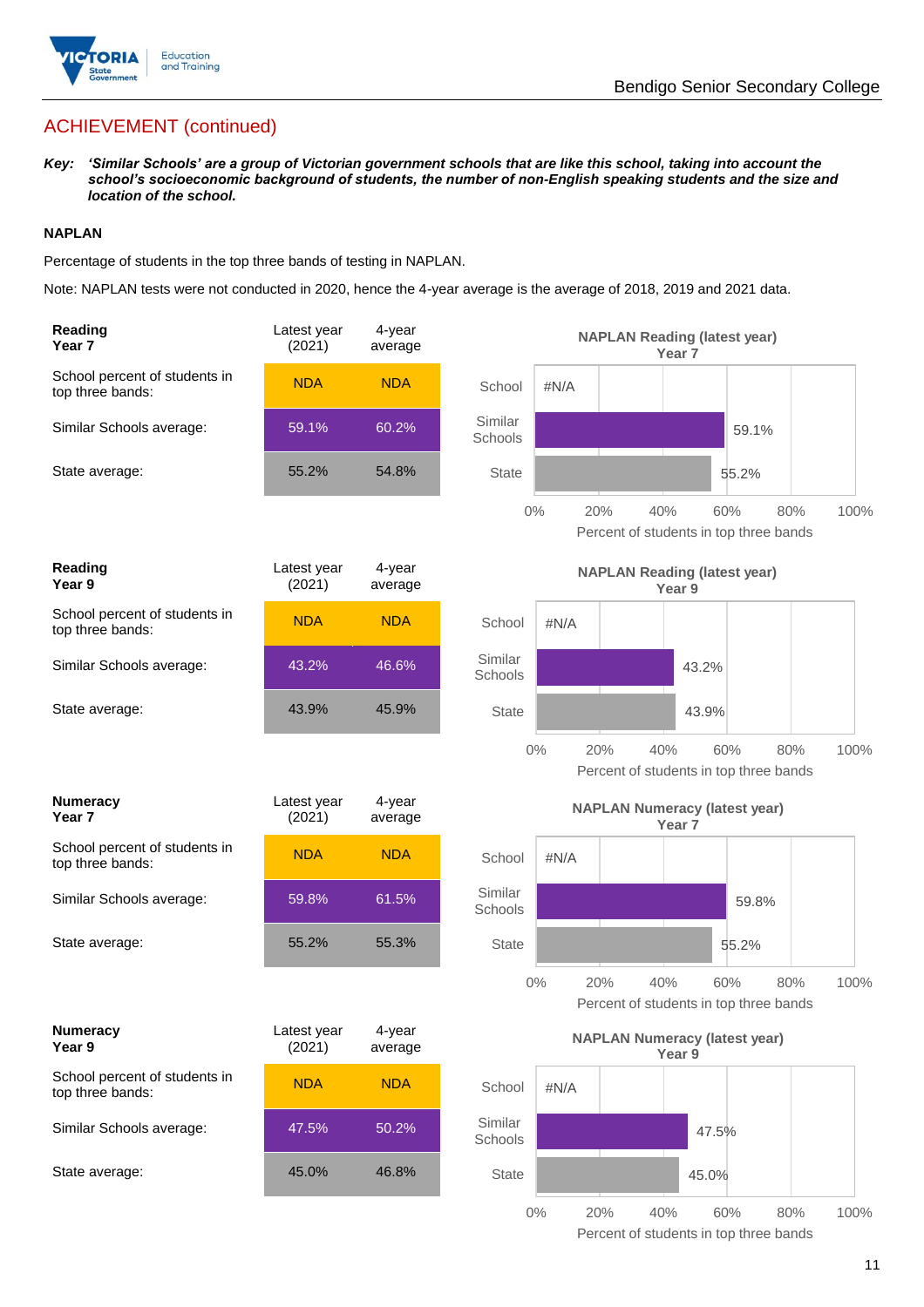## ACHIEVEMENT (continued)

***Key:*** ***'Similar Schools' are a group of Victorian government schools that are like this school, taking into account the school's socioeconomic background of students, the number of non-English speaking students and the size and location of the school.***

### NAPLAN

Percentage of students in the top three bands of testing in NAPLAN.

Note: NAPLAN tests were not conducted in 2020, hence the 4-year average is the average of 2018, 2019 and 2021 data.

| **Reading Year 7** | Latest year (2021) | 4-year average |
|---|---|---|
| School percent of students in top three bands: | NDA | NDA |
| Similar Schools average: | 59.1% | 60.2% |
| State average: | 55.2% | 54.8% |

**NAPLAN Reading (latest year) Year 7**

| | Percent of students in top three bands |
|---|---|
| School | #N/A |
| Similar Schools | 59.1% |
| State | 55.2% |

| **Reading Year 9** | Latest year (2021) | 4-year average |
|---|---|---|
| School percent of students in top three bands: | NDA | NDA |
| Similar Schools average: | 43.2% | 46.6% |
| State average: | 43.9% | 45.9% |

**NAPLAN Reading (latest year) Year 9**

| | Percent of students in top three bands |
|---|---|
| School | #N/A |
| Similar Schools | 43.2% |
| State | 43.9% |

| **Numeracy Year 7** | Latest year (2021) | 4-year average |
|---|---|---|
| School percent of students in top three bands: | NDA | NDA |
| Similar Schools average: | 59.8% | 61.5% |
| State average: | 55.2% | 55.3% |

**NAPLAN Numeracy (latest year) Year 7**

| | Percent of students in top three bands |
|---|---|
| School | #N/A |
| Similar Schools | 59.8% |
| State | 55.2% |

| **Numeracy Year 9** | Latest year (2021) | 4-year average |
|---|---|---|
| School percent of students in top three bands: | NDA | NDA |
| Similar Schools average: | 47.5% | 50.2% |
| State average: | 45.0% | 46.8% |

**NAPLAN Numeracy (latest year) Year 9**

| | Percent of students in top three bands |
|---|---|
| School | #N/A |
| Similar Schools | 47.5% |
| State | 45.0% |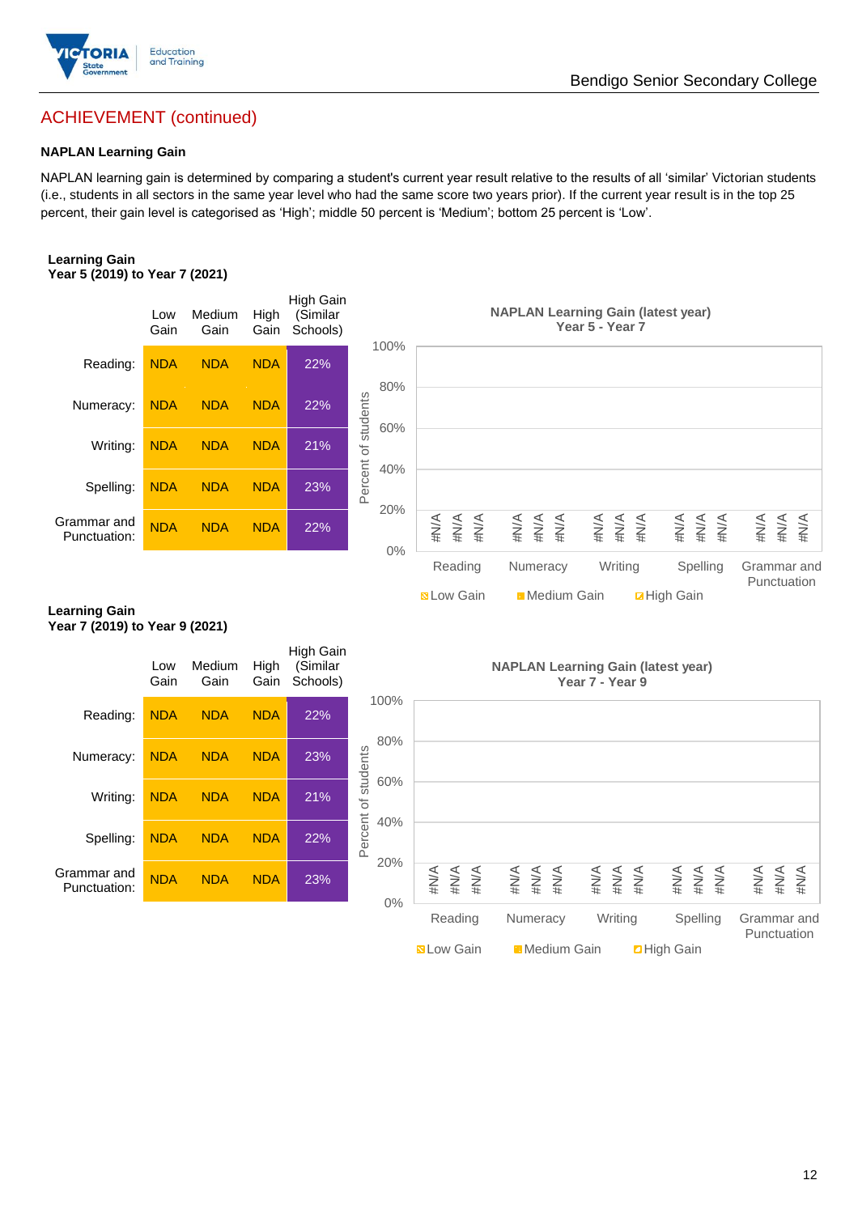## ACHIEVEMENT (continued)

### NAPLAN Learning Gain

NAPLAN learning gain is determined by comparing a student's current year result relative to the results of all 'similar' Victorian students (i.e., students in all sectors in the same year level who had the same score two years prior). If the current year result is in the top 25 percent, their gain level is categorised as 'High'; middle 50 percent is 'Medium'; bottom 25 percent is 'Low'.

**Learning Gain**
**Year 5 (2019) to Year 7 (2021)**

| | Low Gain | Medium Gain | High Gain | High Gain (Similar Schools) |
|---|---|---|---|---|
| Reading: | NDA | NDA | NDA | 22% |
| Numeracy: | NDA | NDA | NDA | 22% |
| Writing: | NDA | NDA | NDA | 21% |
| Spelling: | NDA | NDA | NDA | 23% |
| Grammar and Punctuation: | NDA | NDA | NDA | 22% |

**NAPLAN Learning Gain (latest year)**
**Year 5 - Year 7**

| | Low Gain | Medium Gain | High Gain |
|---|---|---|---|
| Reading | #N/A | #N/A | #N/A |
| Numeracy | #N/A | #N/A | #N/A |
| Writing | #N/A | #N/A | #N/A |
| Spelling | #N/A | #N/A | #N/A |
| Grammar and Punctuation | #N/A | #N/A | #N/A |

**Learning Gain**
**Year 7 (2019) to Year 9 (2021)**

| | Low Gain | Medium Gain | High Gain | High Gain (Similar Schools) |
|---|---|---|---|---|
| Reading: | NDA | NDA | NDA | 22% |
| Numeracy: | NDA | NDA | NDA | 23% |
| Writing: | NDA | NDA | NDA | 21% |
| Spelling: | NDA | NDA | NDA | 22% |
| Grammar and Punctuation: | NDA | NDA | NDA | 23% |

**NAPLAN Learning Gain (latest year)**
**Year 7 - Year 9**

| | Low Gain | Medium Gain | High Gain |
|---|---|---|---|
| Reading | #N/A | #N/A | #N/A |
| Numeracy | #N/A | #N/A | #N/A |
| Writing | #N/A | #N/A | #N/A |
| Spelling | #N/A | #N/A | #N/A |
| Grammar and Punctuation | #N/A | #N/A | #N/A |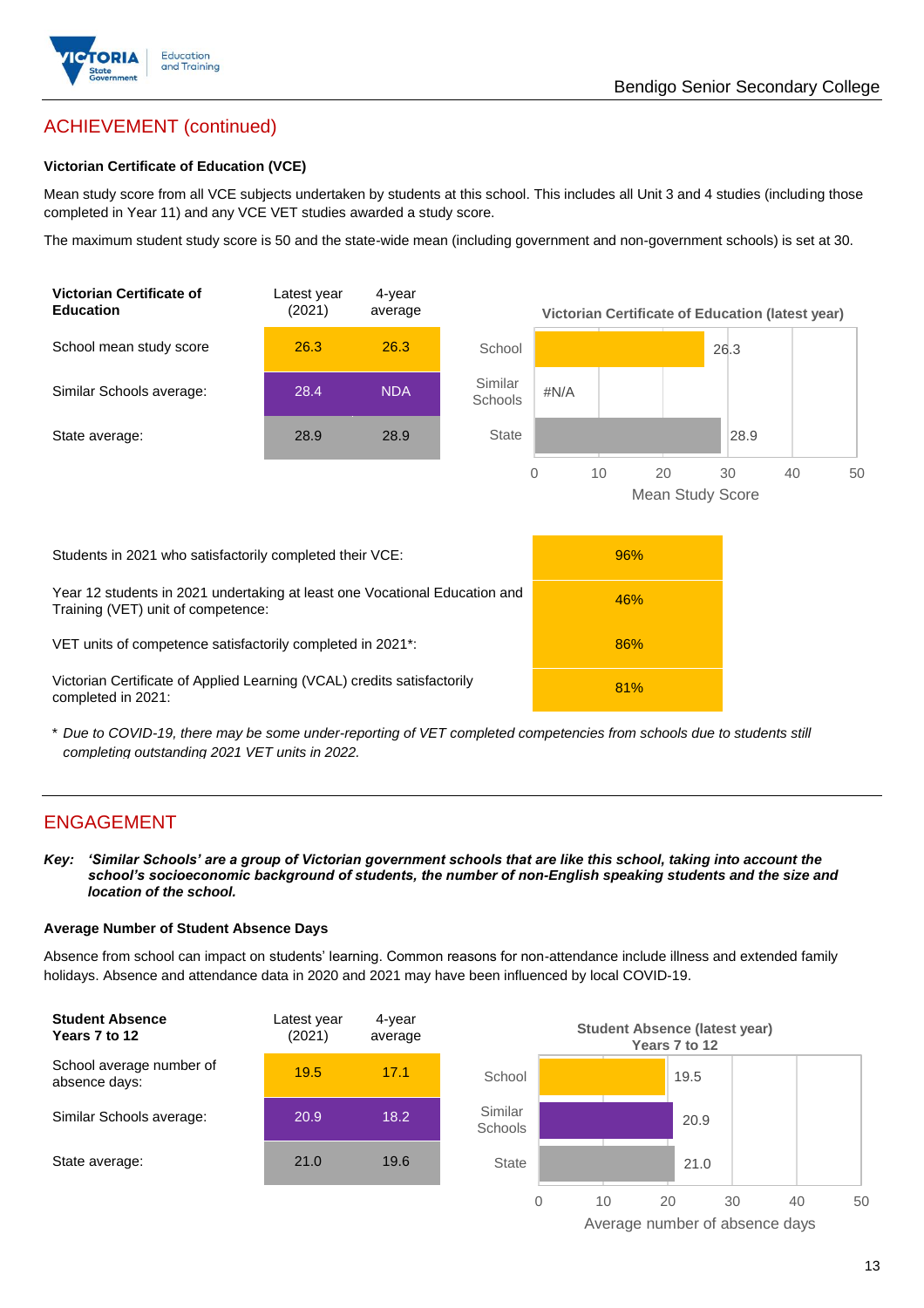## ACHIEVEMENT (continued)

### Victorian Certificate of Education (VCE)

Mean study score from all VCE subjects undertaken by students at this school. This includes all Unit 3 and 4 studies (including those completed in Year 11) and any VCE VET studies awarded a study score.

The maximum student study score is 50 and the state-wide mean (including government and non-government schools) is set at 30.

| Victorian Certificate of Education | Latest year (2021) | 4-year average |
|---|---|---|
| School mean study score | 26.3 | 26.3 |
| Similar Schools average: | 28.4 | NDA |
| State average: | 28.9 | 28.9 |

**Victorian Certificate of Education (latest year)**

| | Mean Study Score |
|---|---|
| School | 26.3 |
| Similar Schools | #N/A |
| State | 28.9 |

| | |
|---|---|
| Students in 2021 who satisfactorily completed their VCE: | 96% |
| Year 12 students in 2021 undertaking at least one Vocational Education and Training (VET) unit of competence: | 46% |
| VET units of competence satisfactorily completed in 2021*: | 86% |
| Victorian Certificate of Applied Learning (VCAL) credits satisfactorily completed in 2021: | 81% |

\* *Due to COVID-19, there may be some under-reporting of VET completed competencies from schools due to students still completing outstanding 2021 VET units in 2022.*

## ENGAGEMENT

***Key:** 'Similar Schools' are a group of Victorian government schools that are like this school, taking into account the school's socioeconomic background of students, the number of non-English speaking students and the size and location of the school.*

### Average Number of Student Absence Days

Absence from school can impact on students' learning. Common reasons for non-attendance include illness and extended family holidays. Absence and attendance data in 2020 and 2021 may have been influenced by local COVID-19.

| Student Absence Years 7 to 12 | Latest year (2021) | 4-year average |
|---|---|---|
| School average number of absence days: | 19.5 | 17.1 |
| Similar Schools average: | 20.9 | 18.2 |
| State average: | 21.0 | 19.6 |

**Student Absence (latest year) Years 7 to 12**

| | Average number of absence days |
|---|---|
| School | 19.5 |
| Similar Schools | 20.9 |
| State | 21.0 |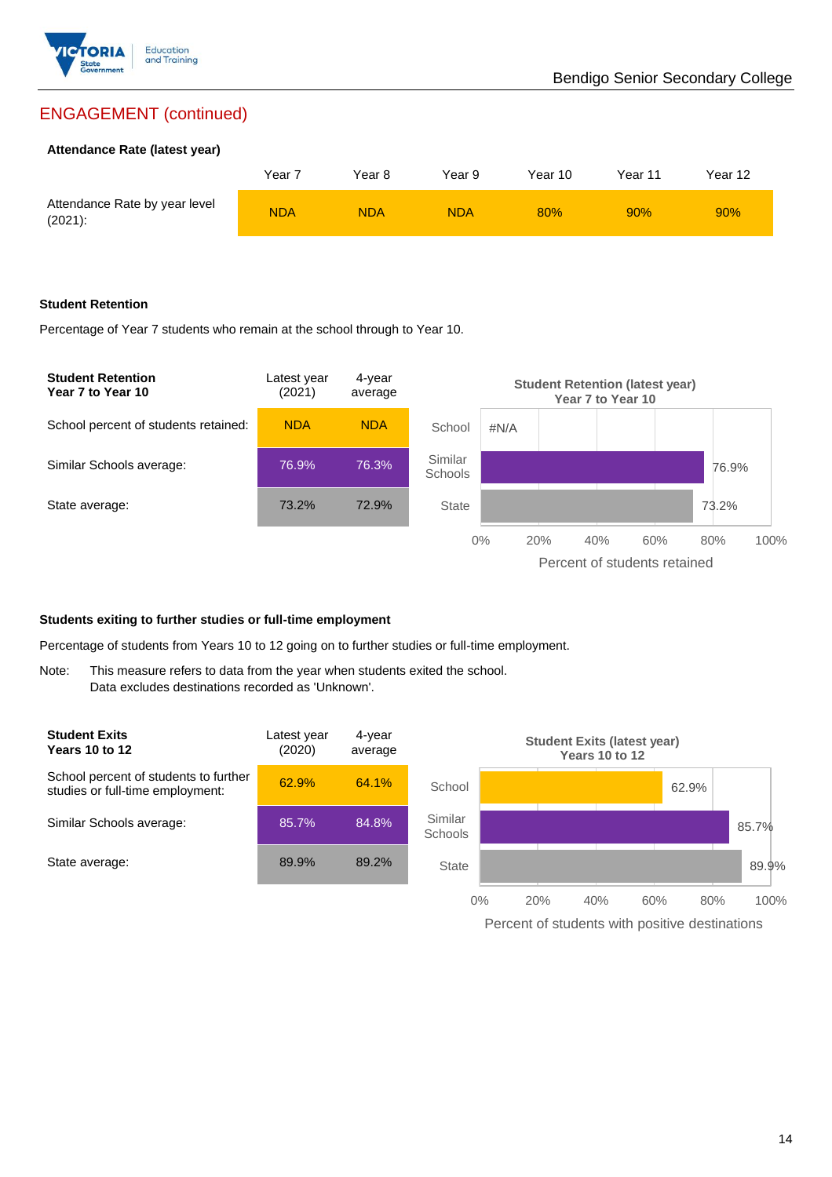## ENGAGEMENT (continued)

**Attendance Rate (latest year)**

| | Year 7 | Year 8 | Year 9 | Year 10 | Year 11 | Year 12 |
|---|---|---|---|---|---|---|
| Attendance Rate by year level (2021): | NDA | NDA | NDA | 80% | 90% | 90% |

**Student Retention**

Percentage of Year 7 students who remain at the school through to Year 10.

| Student Retention Year 7 to Year 10 | Latest year (2021) | 4-year average |
|---|---|---|
| School percent of students retained: | NDA | NDA |
| Similar Schools average: | 76.9% | 76.3% |
| State average: | 73.2% | 72.9% |

Student Retention (latest year) Year 7 to Year 10

| | Percent of students retained |
|---|---|
| School | #N/A |
| Similar Schools | 76.9% |
| State | 73.2% |

**Students exiting to further studies or full-time employment**

Percentage of students from Years 10 to 12 going on to further studies or full-time employment.

Note: This measure refers to data from the year when students exited the school.
Data excludes destinations recorded as 'Unknown'.

| Student Exits Years 10 to 12 | Latest year (2020) | 4-year average |
|---|---|---|
| School percent of students to further studies or full-time employment: | 62.9% | 64.1% |
| Similar Schools average: | 85.7% | 84.8% |
| State average: | 89.9% | 89.2% |

Student Exits (latest year) Years 10 to 12

| | Percent of students with positive destinations |
|---|---|
| School | 62.9% |
| Similar Schools | 85.7% |
| State | 89.9% |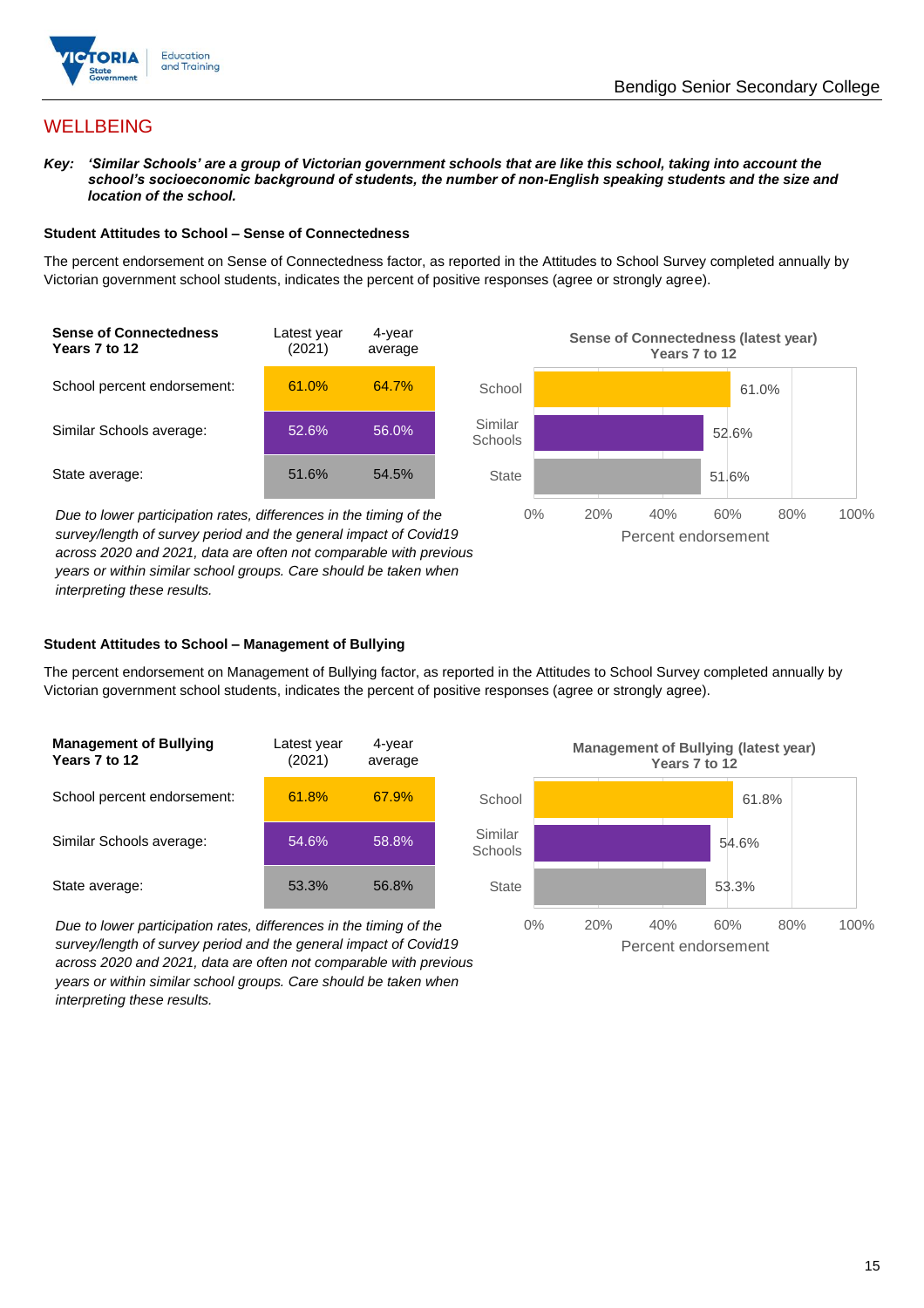# WELLBEING

***Key:*** ***'Similar Schools' are a group of Victorian government schools that are like this school, taking into account the school's socioeconomic background of students, the number of non-English speaking students and the size and location of the school.***

### Student Attitudes to School – Sense of Connectedness

The percent endorsement on Sense of Connectedness factor, as reported in the Attitudes to School Survey completed annually by Victorian government school students, indicates the percent of positive responses (agree or strongly agree).

| Sense of Connectedness Years 7 to 12 | Latest year (2021) | 4-year average |
|---|---|---|
| School percent endorsement: | 61.0% | 64.7% |
| Similar Schools average: | 52.6% | 56.0% |
| State average: | 51.6% | 54.5% |

*Due to lower participation rates, differences in the timing of the survey/length of survey period and the general impact of Covid19 across 2020 and 2021, data are often not comparable with previous years or within similar school groups. Care should be taken when interpreting these results.*

**Sense of Connectedness (latest year) Years 7 to 12**

| | Percent endorsement |
|---|---|
| School | 61.0% |
| Similar Schools | 52.6% |
| State | 51.6% |

### Student Attitudes to School – Management of Bullying

The percent endorsement on Management of Bullying factor, as reported in the Attitudes to School Survey completed annually by Victorian government school students, indicates the percent of positive responses (agree or strongly agree).

| Management of Bullying Years 7 to 12 | Latest year (2021) | 4-year average |
|---|---|---|
| School percent endorsement: | 61.8% | 67.9% |
| Similar Schools average: | 54.6% | 58.8% |
| State average: | 53.3% | 56.8% |

*Due to lower participation rates, differences in the timing of the survey/length of survey period and the general impact of Covid19 across 2020 and 2021, data are often not comparable with previous years or within similar school groups. Care should be taken when interpreting these results.*

**Management of Bullying (latest year) Years 7 to 12**

| | Percent endorsement |
|---|---|
| School | 61.8% |
| Similar Schools | 54.6% |
| State | 53.3% |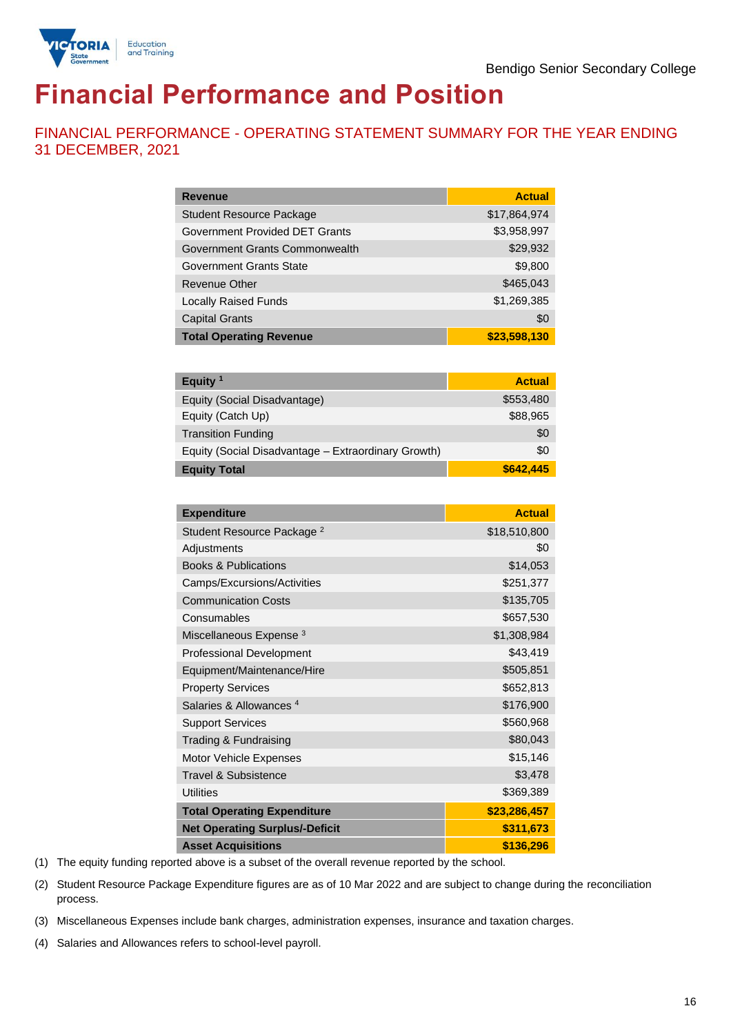Bendigo Senior Secondary College

# Financial Performance and Position

## FINANCIAL PERFORMANCE - OPERATING STATEMENT SUMMARY FOR THE YEAR ENDING 31 DECEMBER, 2021

| Revenue | Actual |
|---|---|
| Student Resource Package | $17,864,974 |
| Government Provided DET Grants | $3,958,997 |
| Government Grants Commonwealth | $29,932 |
| Government Grants State | $9,800 |
| Revenue Other | $465,043 |
| Locally Raised Funds | $1,269,385 |
| Capital Grants | $0 |
| **Total Operating Revenue** | **$23,598,130** |

| Equity [1] | Actual |
|---|---|
| Equity (Social Disadvantage) | $553,480 |
| Equity (Catch Up) | $88,965 |
| Transition Funding | $0 |
| Equity (Social Disadvantage – Extraordinary Growth) | $0 |
| **Equity Total** | **$642,445** |

| Expenditure | Actual |
|---|---|
| Student Resource Package [2] | $18,510,800 |
| Adjustments | $0 |
| Books & Publications | $14,053 |
| Camps/Excursions/Activities | $251,377 |
| Communication Costs | $135,705 |
| Consumables | $657,530 |
| Miscellaneous Expense [3] | $1,308,984 |
| Professional Development | $43,419 |
| Equipment/Maintenance/Hire | $505,851 |
| Property Services | $652,813 |
| Salaries & Allowances [4] | $176,900 |
| Support Services | $560,968 |
| Trading & Fundraising | $80,043 |
| Motor Vehicle Expenses | $15,146 |
| Travel & Subsistence | $3,478 |
| Utilities | $369,389 |
| **Total Operating Expenditure** | **$23,286,457** |
| **Net Operating Surplus/-Deficit** | **$311,673** |
| **Asset Acquisitions** | **$136,296** |

(1) The equity funding reported above is a subset of the overall revenue reported by the school.

(2) Student Resource Package Expenditure figures are as of 10 Mar 2022 and are subject to change during the reconciliation process.

(3) Miscellaneous Expenses include bank charges, administration expenses, insurance and taxation charges.

(4) Salaries and Allowances refers to school-level payroll.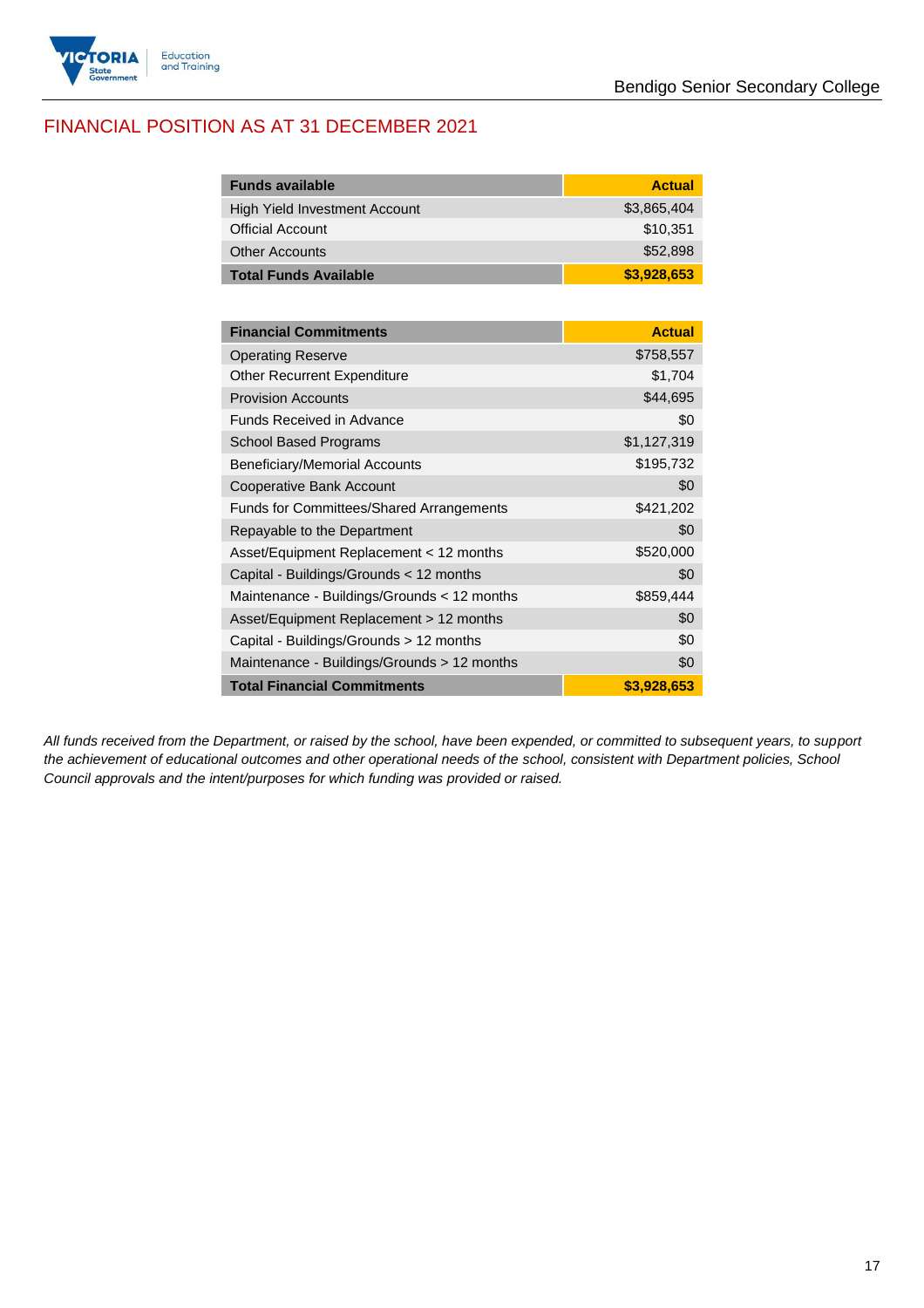## FINANCIAL POSITION AS AT 31 DECEMBER 2021

| Funds available | Actual |
|---|---|
| High Yield Investment Account | $3,865,404 |
| Official Account | $10,351 |
| Other Accounts | $52,898 |
| **Total Funds Available** | **$3,928,653** |

| Financial Commitments | Actual |
|---|---|
| Operating Reserve | $758,557 |
| Other Recurrent Expenditure | $1,704 |
| Provision Accounts | $44,695 |
| Funds Received in Advance | $0 |
| School Based Programs | $1,127,319 |
| Beneficiary/Memorial Accounts | $195,732 |
| Cooperative Bank Account | $0 |
| Funds for Committees/Shared Arrangements | $421,202 |
| Repayable to the Department | $0 |
| Asset/Equipment Replacement < 12 months | $520,000 |
| Capital - Buildings/Grounds < 12 months | $0 |
| Maintenance - Buildings/Grounds < 12 months | $859,444 |
| Asset/Equipment Replacement > 12 months | $0 |
| Capital - Buildings/Grounds > 12 months | $0 |
| Maintenance - Buildings/Grounds > 12 months | $0 |
| **Total Financial Commitments** | **$3,928,653** |

*All funds received from the Department, or raised by the school, have been expended, or committed to subsequent years, to support the achievement of educational outcomes and other operational needs of the school, consistent with Department policies, School Council approvals and the intent/purposes for which funding was provided or raised.*